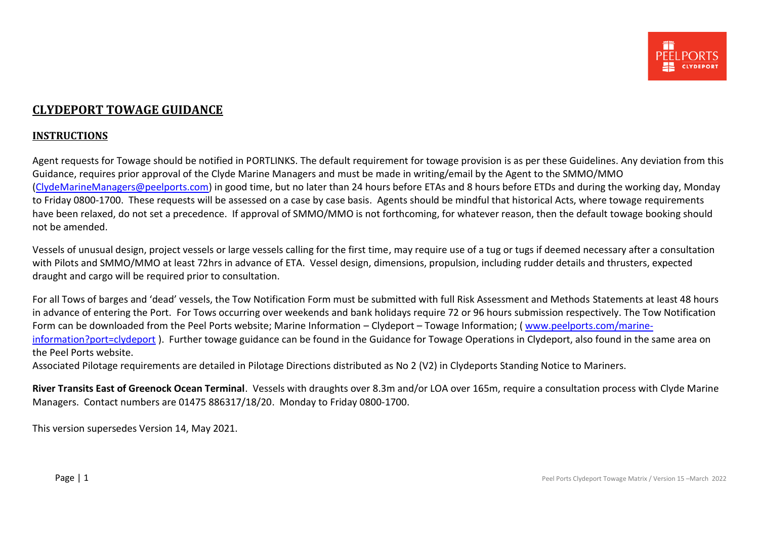# CLYDEPORT TOWAGE GUIDANCE

## INSTRUCTIONS

Agent requests for Towage should be notified in PORTLINKS. The default requirement for towage provision is as per these Guidelines. Any deviation from this Guidance, requires prior approval of the Clyde Marine Managers and must be made in writing/email by the Agent to the SMMO/MMO (ClydeMarineManagers@peelports.com) in good time, but no later than 24 hours before ETAs and 8 hours before ETDs and during the working day, Monday to Friday 0800-1700. These requests will be assessed on a case by case basis. Agents should be mindful that historical Acts, where towage requirements have been relaxed, do not set a precedence. If approval of SMMO/MMO is not forthcoming, for whatever reason, then the default towage booking should not be amended.

Vessels of unusual design, project vessels or large vessels calling for the first time, may require use of a tug or tugs if deemed necessary after a consultation with Pilots and SMMO/MMO at least 72hrs in advance of ETA. Vessel design, dimensions, propulsion, including rudder details and thrusters, expected draught and cargo will be required prior to consultation.

For all Tows of barges and 'dead' vessels, the Tow Notification Form must be submitted with full Risk Assessment and Methods Statements at least 48 hours in advance of entering the Port. For Tows occurring over weekends and bank holidays require 72 or 96 hours submission respectively. The Tow Notification Form can be downloaded from the Peel Ports website; Marine Information – Clydeport – Towage Information; ( www.peelports.com/marine-information?port=clydeport ). Further towage guidance can be found in the Guidance for Towage Operations in Clydeport, also found in the same area on the Peel Ports website.

Associated Pilotage requirements are detailed in Pilotage Directions distributed as No 2 (V2) in Clydeports Standing Notice to Mariners.

**River Transits East of Greenock Ocean Terminal**. Vessels with draughts over 8.3m and/or LOA over 165m, require a consultation process with Clyde Marine Managers. Contact numbers are 01475 886317/18/20. Monday to Friday 0800-1700.

This version supersedes Version 14, May 2021.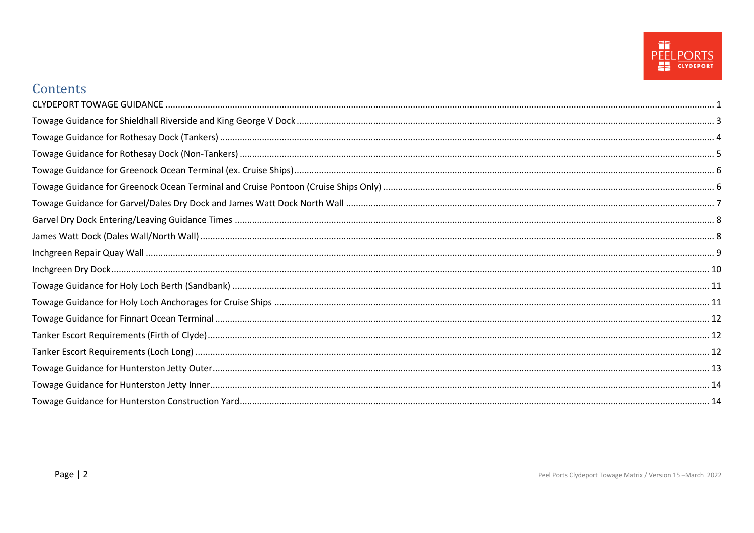# Contents

- CLYDEPORT TOWAGE GUIDANCE ..... 1
- Towage Guidance for Shieldhall Riverside and King George V Dock ..... 3
- Towage Guidance for Rothesay Dock (Tankers) ..... 4
- Towage Guidance for Rothesay Dock (Non-Tankers) ..... 5
- Towage Guidance for Greenock Ocean Terminal (ex. Cruise Ships) ..... 6
- Towage Guidance for Greenock Ocean Terminal and Cruise Pontoon (Cruise Ships Only) ..... 6
- Towage Guidance for Garvel/Dales Dry Dock and James Watt Dock North Wall ..... 7
- Garvel Dry Dock Entering/Leaving Guidance Times ..... 8
- James Watt Dock (Dales Wall/North Wall) ..... 8
- Inchgreen Repair Quay Wall ..... 9
- Inchgreen Dry Dock ..... 10
- Towage Guidance for Holy Loch Berth (Sandbank) ..... 11
- Towage Guidance for Holy Loch Anchorages for Cruise Ships ..... 11
- Towage Guidance for Finnart Ocean Terminal ..... 12
- Tanker Escort Requirements (Firth of Clyde) ..... 12
- Tanker Escort Requirements (Loch Long) ..... 12
- Towage Guidance for Hunterston Jetty Outer ..... 13
- Towage Guidance for Hunterston Jetty Inner ..... 14
- Towage Guidance for Hunterston Construction Yard ..... 14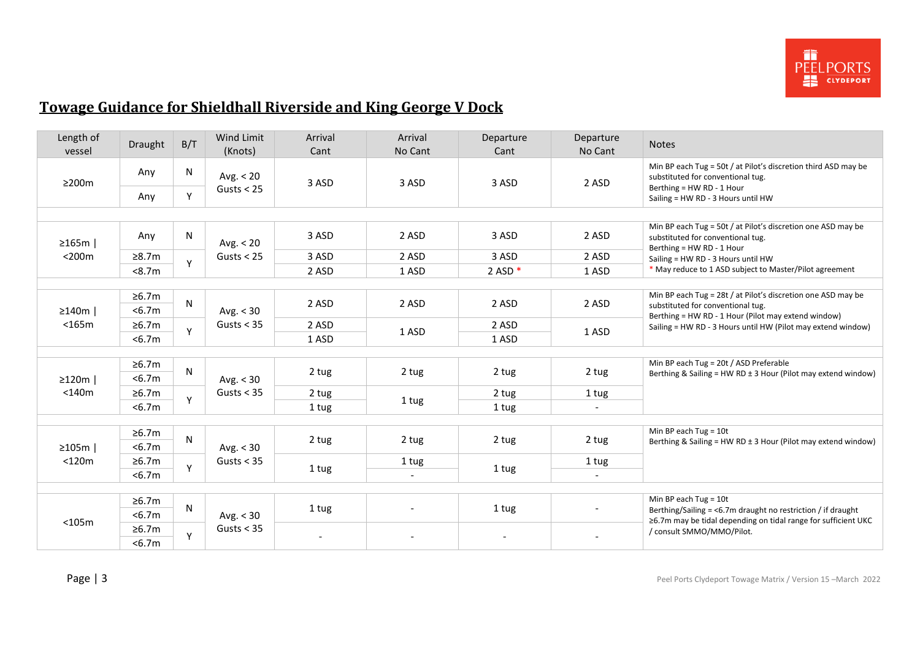## Towage Guidance for Shieldhall Riverside and King George V Dock

| Length of vessel | Draught | B/T | Wind Limit (Knots) | Arrival Cant | Arrival No Cant | Departure Cant | Departure No Cant | Notes |
|---|---|---|---|---|---|---|---|---|
| ≥200m | Any | N | Avg. < 20 Gusts < 25 | 3 ASD | 3 ASD | 3 ASD | 2 ASD | Min BP each Tug = 50t / at Pilot's discretion third ASD may be substituted for conventional tug. Berthing = HW RD - 1 Hour Sailing = HW RD - 3 Hours until HW |
| | Any | Y | | | | | | |
| ≥165m \| <200m | Any | N | Avg. < 20 Gusts < 25 | 3 ASD | 2 ASD | 3 ASD | 2 ASD | Min BP each Tug = 50t / at Pilot's discretion one ASD may be substituted for conventional tug. Berthing = HW RD - 1 Hour Sailing = HW RD - 3 Hours until HW * May reduce to 1 ASD subject to Master/Pilot agreement |
| | ≥8.7m | Y | | 3 ASD | 2 ASD | 3 ASD | 2 ASD | |
| | <8.7m | | | 2 ASD | 1 ASD | 2 ASD * | 1 ASD | |
| ≥140m \| <165m | ≥6.7m | N | Avg. < 30 Gusts < 35 | 2 ASD | 2 ASD | 2 ASD | 2 ASD | Min BP each Tug = 28t / at Pilot's discretion one ASD may be substituted for conventional tug. Berthing = HW RD - 1 Hour (Pilot may extend window) Sailing = HW RD - 3 Hours until HW (Pilot may extend window) |
| | <6.7m | | | | | | | |
| | ≥6.7m | Y | | 2 ASD | 1 ASD | 2 ASD | 1 ASD | |
| | <6.7m | | | 1 ASD | | 1 ASD | | |
| ≥120m \| <140m | ≥6.7m | N | Avg. < 30 Gusts < 35 | 2 tug | 2 tug | 2 tug | 2 tug | Min BP each Tug = 20t / ASD Preferable Berthing & Sailing = HW RD ± 3 Hour (Pilot may extend window) |
| | <6.7m | | | | | | | |
| | ≥6.7m | Y | | 2 tug | 1 tug | 2 tug | 1 tug | |
| | <6.7m | | | 1 tug | | 1 tug | - | |
| ≥105m \| <120m | ≥6.7m | N | Avg. < 30 Gusts < 35 | 2 tug | 2 tug | 2 tug | 2 tug | Min BP each Tug = 10t Berthing & Sailing = HW RD ± 3 Hour (Pilot may extend window) |
| | <6.7m | | | | | | | |
| | ≥6.7m | Y | | 1 tug | 1 tug | 1 tug | 1 tug | |
| | <6.7m | | | | - | | - | |
| <105m | ≥6.7m | N | Avg. < 30 Gusts < 35 | 1 tug | - | 1 tug | - | Min BP each Tug = 10t Berthing/Sailing = <6.7m draught no restriction / if draught ≥6.7m may be tidal depending on tidal range for sufficient UKC / consult SMMO/MMO/Pilot. |
| | <6.7m | | | | | | | |
| | ≥6.7m | Y | | - | - | - | - | |
| | <6.7m | | | | | | | |

Peel Ports Clydeport Towage Matrix / Version 15 –March 2022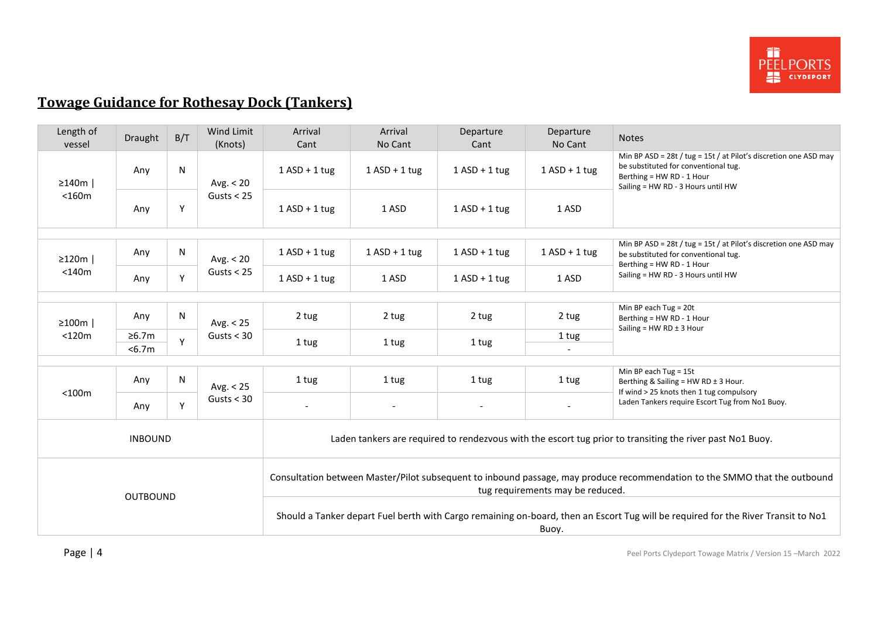## Towage Guidance for Rothesay Dock (Tankers)

| Length of vessel | Draught | B/T | Wind Limit (Knots) | Arrival Cant | Arrival No Cant | Departure Cant | Departure No Cant | Notes |
|---|---|---|---|---|---|---|---|---|
| ≥140m \| <160m | Any | N | Avg. < 20 Gusts < 25 | 1 ASD + 1 tug | 1 ASD + 1 tug | 1 ASD + 1 tug | 1 ASD + 1 tug | Min BP ASD = 28t / tug = 15t / at Pilot's discretion one ASD may be substituted for conventional tug. Berthing = HW RD - 1 Hour Sailing = HW RD - 3 Hours until HW |
| | Any | Y | | 1 ASD + 1 tug | 1 ASD | 1 ASD + 1 tug | 1 ASD | |
| ≥120m \| <140m | Any | N | Avg. < 20 Gusts < 25 | 1 ASD + 1 tug | 1 ASD + 1 tug | 1 ASD + 1 tug | 1 ASD + 1 tug | Min BP ASD = 28t / tug = 15t / at Pilot's discretion one ASD may be substituted for conventional tug. Berthing = HW RD - 1 Hour Sailing = HW RD - 3 Hours until HW |
| | Any | Y | | 1 ASD + 1 tug | 1 ASD | 1 ASD + 1 tug | 1 ASD | |
| ≥100m \| <120m | Any | N | Avg. < 25 Gusts < 30 | 2 tug | 2 tug | 2 tug | 2 tug | Min BP each Tug = 20t Berthing = HW RD - 1 Hour Sailing = HW RD ± 3 Hour |
| | ≥6.7m | Y | | 1 tug | 1 tug | 1 tug | 1 tug | |
| | <6.7m | | | | | | - | |
| <100m | Any | N | Avg. < 25 Gusts < 30 | 1 tug | 1 tug | 1 tug | 1 tug | Min BP each Tug = 15t Berthing & Sailing = HW RD ± 3 Hour. If wind > 25 knots then 1 tug compulsory Laden Tankers require Escort Tug from No1 Buoy. |
| | Any | Y | | - | - | - | - | |
| INBOUND | | | | Laden tankers are required to rendezvous with the escort tug prior to transiting the river past No1 Buoy. | | | | |
| OUTBOUND | | | | Consultation between Master/Pilot subsequent to inbound passage, may produce recommendation to the SMMO that the outbound tug requirements may be reduced. | | | | |
| | | | | Should a Tanker depart Fuel berth with Cargo remaining on-board, then an Escort Tug will be required for the River Transit to No1 Buoy. | | | | |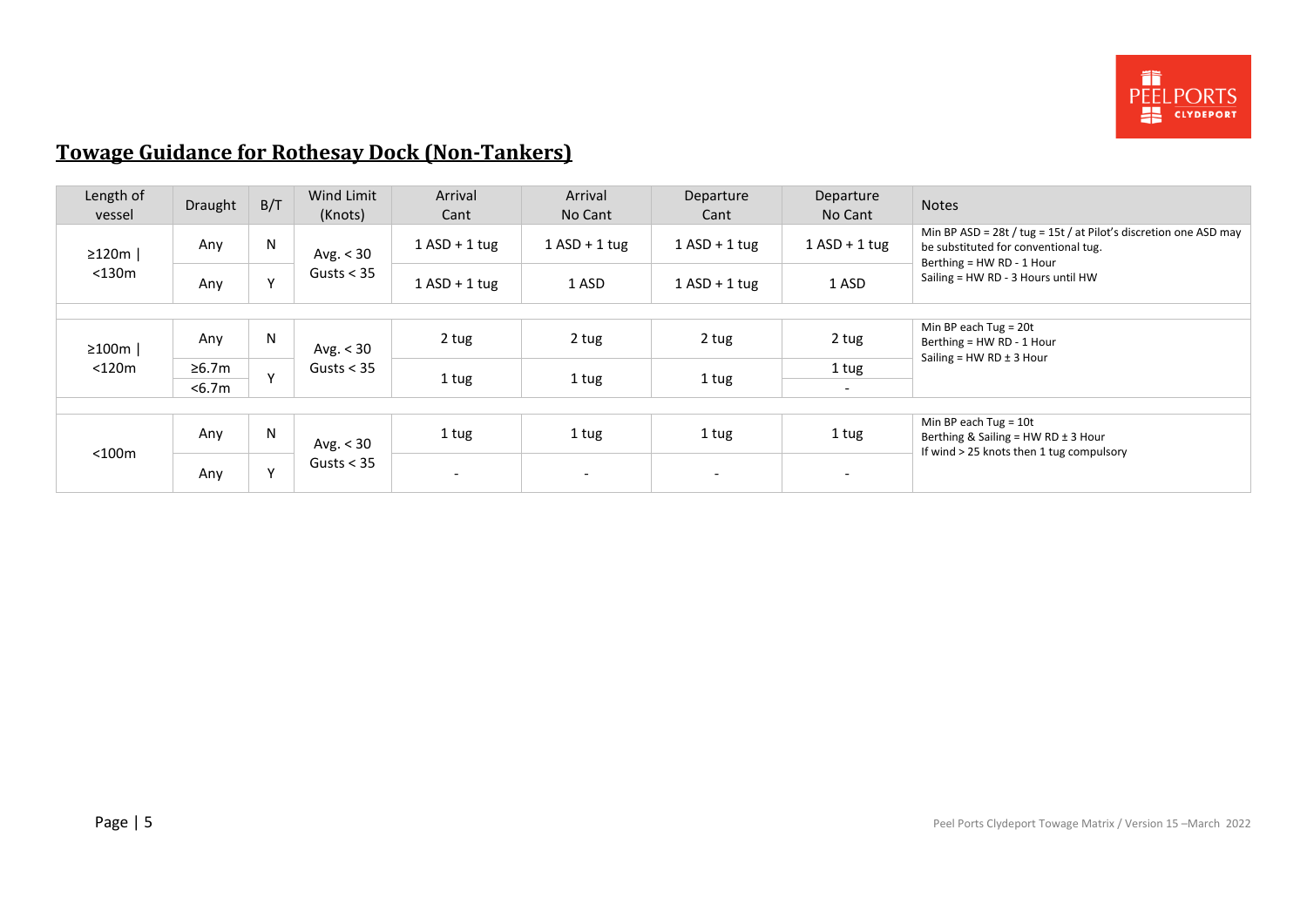## Towage Guidance for Rothesay Dock (Non-Tankers)

| Length of vessel | Draught | B/T | Wind Limit (Knots) | Arrival Cant | Arrival No Cant | Departure Cant | Departure No Cant | Notes |
|---|---|---|---|---|---|---|---|---|
| ≥120m \| <130m | Any | N | Avg. < 30 Gusts < 35 | 1 ASD + 1 tug | 1 ASD + 1 tug | 1 ASD + 1 tug | 1 ASD + 1 tug | Min BP ASD = 28t / tug = 15t / at Pilot's discretion one ASD may be substituted for conventional tug. Berthing = HW RD - 1 Hour Sailing = HW RD - 3 Hours until HW |
| | Any | Y | | 1 ASD + 1 tug | 1 ASD | 1 ASD + 1 tug | 1 ASD | |
| | | | | | | | | |
| ≥100m \| <120m | Any | N | Avg. < 30 Gusts < 35 | 2 tug | 2 tug | 2 tug | 2 tug | Min BP each Tug = 20t Berthing = HW RD - 1 Hour Sailing = HW RD ± 3 Hour |
| | ≥6.7m | Y | | 1 tug | 1 tug | 1 tug | 1 tug | |
| | <6.7m | | | | | | - | |
| | | | | | | | | |
| <100m | Any | N | Avg. < 30 Gusts < 35 | 1 tug | 1 tug | 1 tug | 1 tug | Min BP each Tug = 10t Berthing & Sailing = HW RD ± 3 Hour If wind > 25 knots then 1 tug compulsory |
| | Any | Y | | - | - | - | - | |

Peel Ports Clydeport Towage Matrix / Version 15 –March 2022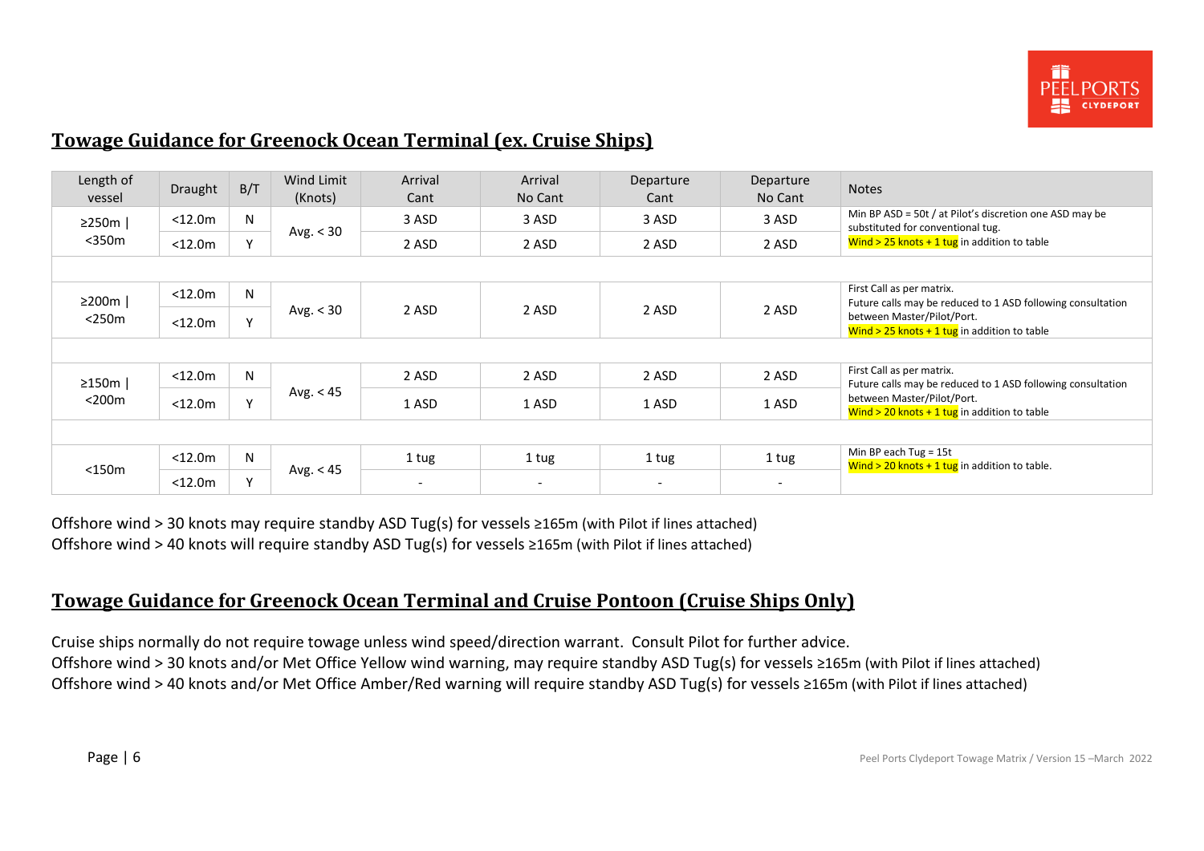## Towage Guidance for Greenock Ocean Terminal (ex. Cruise Ships)

| Length of vessel | Draught | B/T | Wind Limit (Knots) | Arrival Cant | Arrival No Cant | Departure Cant | Departure No Cant | Notes |
|---|---|---|---|---|---|---|---|---|
| ≥250m \| <350m | <12.0m | N | Avg. < 30 | 3 ASD | 3 ASD | 3 ASD | 3 ASD | Min BP ASD = 50t / at Pilot's discretion one ASD may be substituted for conventional tug. Wind > 25 knots + 1 tug in addition to table |
| | <12.0m | Y | | 2 ASD | 2 ASD | 2 ASD | 2 ASD | |
| | | | | | | | | |
| ≥200m \| <250m | <12.0m | N | Avg. < 30 | 2 ASD | 2 ASD | 2 ASD | 2 ASD | First Call as per matrix. Future calls may be reduced to 1 ASD following consultation between Master/Pilot/Port. Wind > 25 knots + 1 tug in addition to table |
| | <12.0m | Y | | | | | | |
| | | | | | | | | |
| ≥150m \| <200m | <12.0m | N | Avg. < 45 | 2 ASD | 2 ASD | 2 ASD | 2 ASD | First Call as per matrix. Future calls may be reduced to 1 ASD following consultation between Master/Pilot/Port. Wind > 20 knots + 1 tug in addition to table |
| | <12.0m | Y | | 1 ASD | 1 ASD | 1 ASD | 1 ASD | |
| | | | | | | | | |
| <150m | <12.0m | N | Avg. < 45 | 1 tug | 1 tug | 1 tug | 1 tug | Min BP each Tug = 15t Wind > 20 knots + 1 tug in addition to table. |
| | <12.0m | Y | | - | - | - | - | |

Offshore wind > 30 knots may require standby ASD Tug(s) for vessels ≥165m (with Pilot if lines attached)
Offshore wind > 40 knots will require standby ASD Tug(s) for vessels ≥165m (with Pilot if lines attached)

## Towage Guidance for Greenock Ocean Terminal and Cruise Pontoon (Cruise Ships Only)

Cruise ships normally do not require towage unless wind speed/direction warrant. Consult Pilot for further advice.
Offshore wind > 30 knots and/or Met Office Yellow wind warning, may require standby ASD Tug(s) for vessels ≥165m (with Pilot if lines attached)
Offshore wind > 40 knots and/or Met Office Amber/Red warning will require standby ASD Tug(s) for vessels ≥165m (with Pilot if lines attached)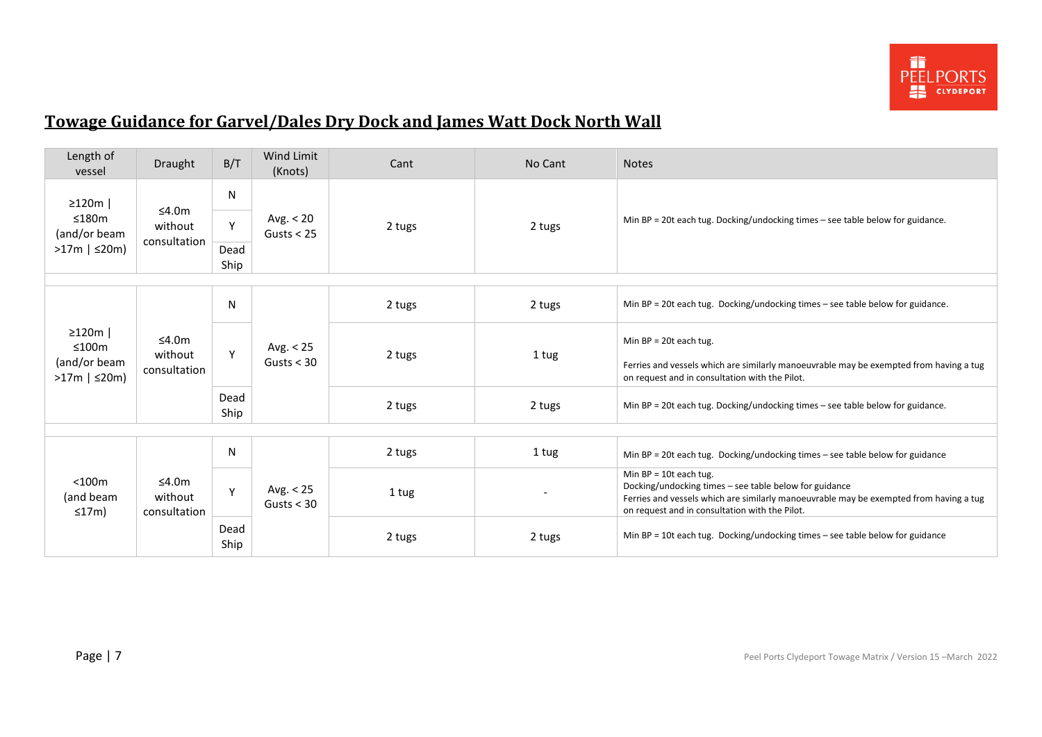## Towage Guidance for Garvel/Dales Dry Dock and James Watt Dock North Wall

| Length of vessel | Draught | B/T | Wind Limit (Knots) | Cant | No Cant | Notes |
|---|---|---|---|---|---|---|
| ≥120m \| ≤180m (and/or beam >17m \| ≤20m) | ≤4.0m without consultation | N | Avg. < 20 Gusts < 25 | 2 tugs | 2 tugs | Min BP = 20t each tug. Docking/undocking times – see table below for guidance. |
| | | Y | | | | |
| | | Dead Ship | | | | |
| | | | | | | |
| ≥120m \| ≤100m (and/or beam >17m \| ≤20m) | ≤4.0m without consultation | N | Avg. < 25 Gusts < 30 | 2 tugs | 2 tugs | Min BP = 20t each tug. Docking/undocking times – see table below for guidance. |
| | | Y | | 2 tugs | 1 tug | Min BP = 20t each tug. Ferries and vessels which are similarly manoeuvrable may be exempted from having a tug on request and in consultation with the Pilot. |
| | | Dead Ship | | 2 tugs | 2 tugs | Min BP = 20t each tug. Docking/undocking times – see table below for guidance. |
| | | | | | | |
| <100m (and beam ≤17m) | ≤4.0m without consultation | N | Avg. < 25 Gusts < 30 | 2 tugs | 1 tug | Min BP = 20t each tug. Docking/undocking times – see table below for guidance |
| | | Y | | 1 tug | - | Min BP = 10t each tug. Docking/undocking times – see table below for guidance Ferries and vessels which are similarly manoeuvrable may be exempted from having a tug on request and in consultation with the Pilot. |
| | | Dead Ship | | 2 tugs | 2 tugs | Min BP = 10t each tug. Docking/undocking times – see table below for guidance |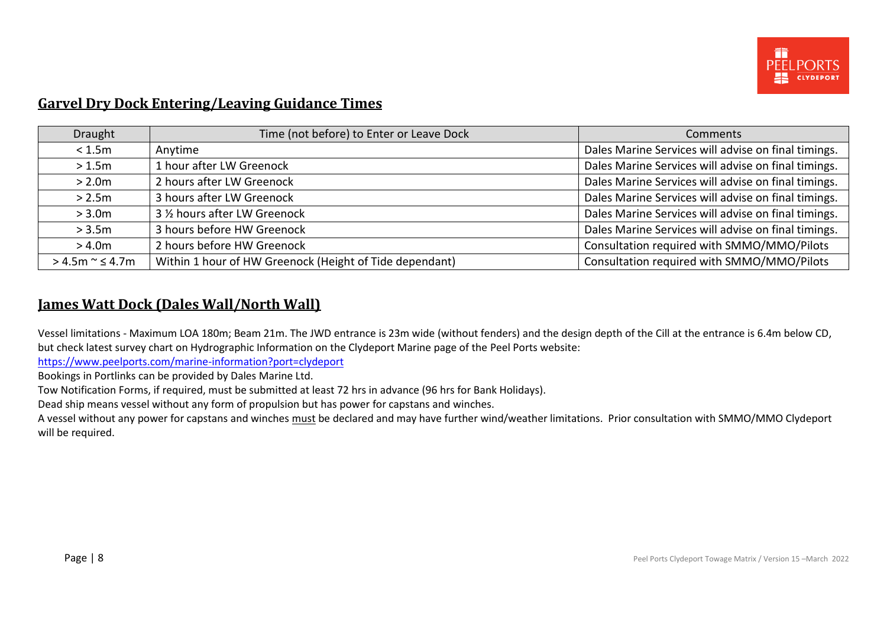## Garvel Dry Dock Entering/Leaving Guidance Times

| Draught | Time (not before) to Enter or Leave Dock | Comments |
|---|---|---|
| < 1.5m | Anytime | Dales Marine Services will advise on final timings. |
| > 1.5m | 1 hour after LW Greenock | Dales Marine Services will advise on final timings. |
| > 2.0m | 2 hours after LW Greenock | Dales Marine Services will advise on final timings. |
| > 2.5m | 3 hours after LW Greenock | Dales Marine Services will advise on final timings. |
| > 3.0m | 3 ½ hours after LW Greenock | Dales Marine Services will advise on final timings. |
| > 3.5m | 3 hours before HW Greenock | Dales Marine Services will advise on final timings. |
| > 4.0m | 2 hours before HW Greenock | Consultation required with SMMO/MMO/Pilots |
| > 4.5m ~ ≤ 4.7m | Within 1 hour of HW Greenock (Height of Tide dependant) | Consultation required with SMMO/MMO/Pilots |

## James Watt Dock (Dales Wall/North Wall)

Vessel limitations - Maximum LOA 180m; Beam 21m. The JWD entrance is 23m wide (without fenders) and the design depth of the Cill at the entrance is 6.4m below CD, but check latest survey chart on Hydrographic Information on the Clydeport Marine page of the Peel Ports website:
https://www.peelports.com/marine-information?port=clydeport

Bookings in Portlinks can be provided by Dales Marine Ltd.

Tow Notification Forms, if required, must be submitted at least 72 hrs in advance (96 hrs for Bank Holidays).

Dead ship means vessel without any form of propulsion but has power for capstans and winches.

A vessel without any power for capstans and winches must be declared and may have further wind/weather limitations. Prior consultation with SMMO/MMO Clydeport will be required.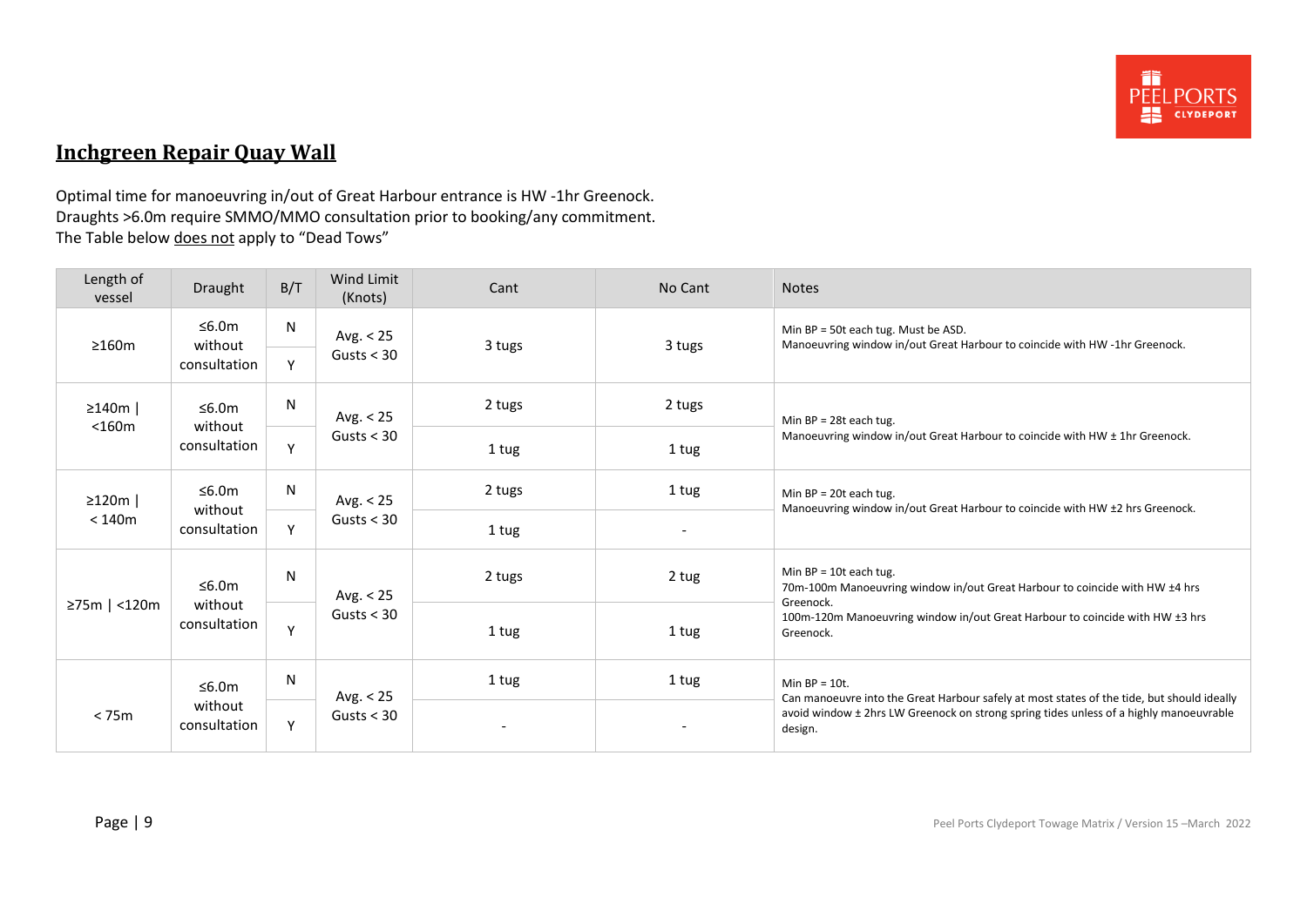## Inchgreen Repair Quay Wall

Optimal time for manoeuvring in/out of Great Harbour entrance is HW -1hr Greenock.
Draughts >6.0m require SMMO/MMO consultation prior to booking/any commitment.
The Table below does not apply to "Dead Tows"

| Length of vessel | Draught | B/T | Wind Limit (Knots) | Cant | No Cant | Notes |
|---|---|---|---|---|---|---|
| ≥160m | ≤6.0m without consultation | N | Avg. < 25 Gusts < 30 | 3 tugs | 3 tugs | Min BP = 50t each tug. Must be ASD. Manoeuvring window in/out Great Harbour to coincide with HW -1hr Greenock. |
| | | Y | | | | |
| ≥140m \| <160m | ≤6.0m without consultation | N | Avg. < 25 Gusts < 30 | 2 tugs | 2 tugs | Min BP = 28t each tug. Manoeuvring window in/out Great Harbour to coincide with HW ± 1hr Greenock. |
| | | Y | | 1 tug | 1 tug | |
| ≥120m \| < 140m | ≤6.0m without consultation | N | Avg. < 25 Gusts < 30 | 2 tugs | 1 tug | Min BP = 20t each tug. Manoeuvring window in/out Great Harbour to coincide with HW ±2 hrs Greenock. |
| | | Y | | 1 tug | - | |
| ≥75m \| <120m | ≤6.0m without consultation | N | Avg. < 25 Gusts < 30 | 2 tugs | 2 tug | Min BP = 10t each tug. 70m-100m Manoeuvring window in/out Great Harbour to coincide with HW ±4 hrs Greenock. 100m-120m Manoeuvring window in/out Great Harbour to coincide with HW ±3 hrs Greenock. |
| | | Y | | 1 tug | 1 tug | |
| < 75m | ≤6.0m without consultation | N | Avg. < 25 Gusts < 30 | 1 tug | 1 tug | Min BP = 10t. Can manoeuvre into the Great Harbour safely at most states of the tide, but should ideally avoid window ± 2hrs LW Greenock on strong spring tides unless of a highly manoeuvrable design. |
| | | Y | | - | - | |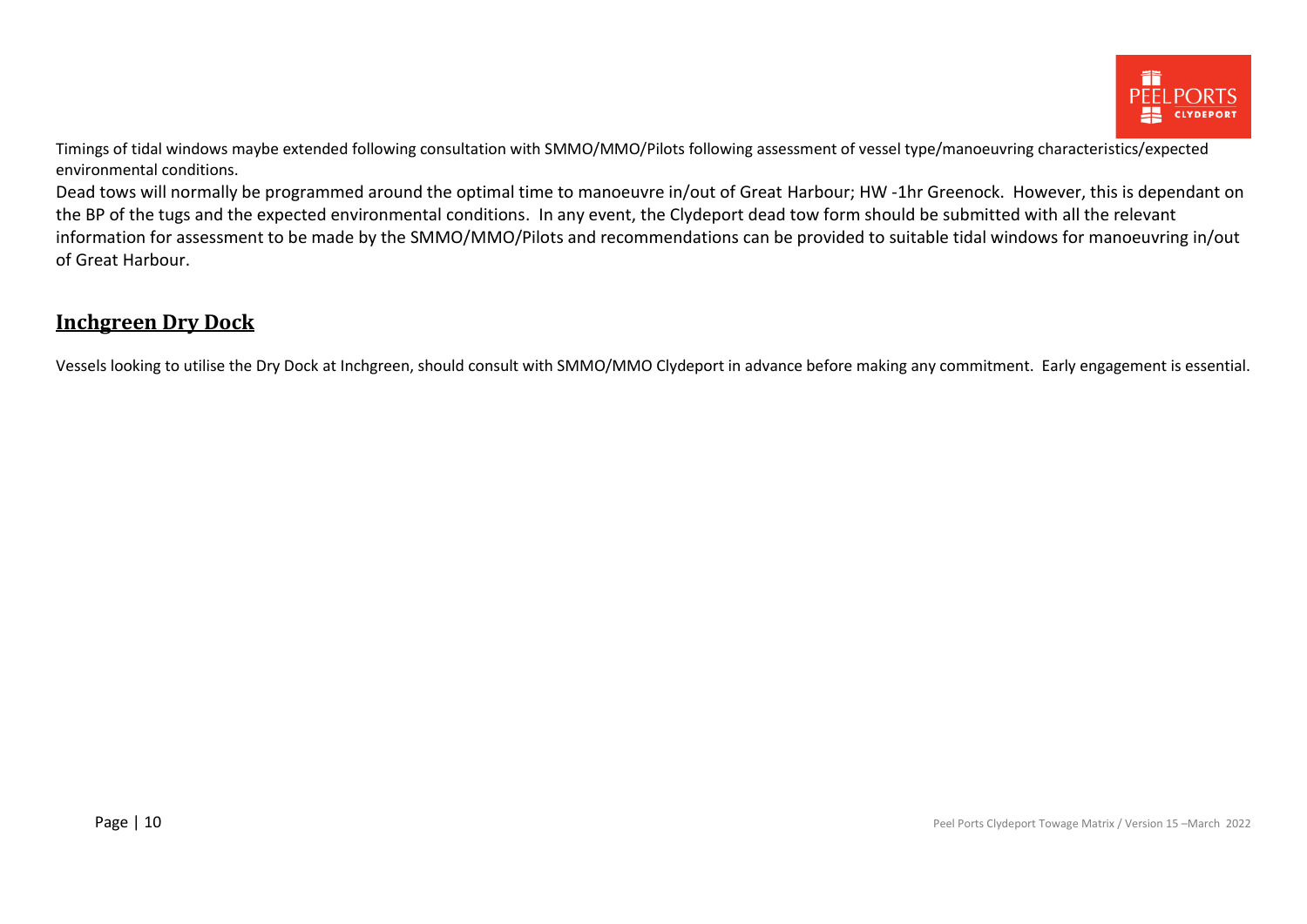Timings of tidal windows maybe extended following consultation with SMMO/MMO/Pilots following assessment of vessel type/manoeuvring characteristics/expected environmental conditions.

Dead tows will normally be programmed around the optimal time to manoeuvre in/out of Great Harbour; HW -1hr Greenock. However, this is dependant on the BP of the tugs and the expected environmental conditions. In any event, the Clydeport dead tow form should be submitted with all the relevant information for assessment to be made by the SMMO/MMO/Pilots and recommendations can be provided to suitable tidal windows for manoeuvring in/out of Great Harbour.

## Inchgreen Dry Dock

Vessels looking to utilise the Dry Dock at Inchgreen, should consult with SMMO/MMO Clydeport in advance before making any commitment. Early engagement is essential.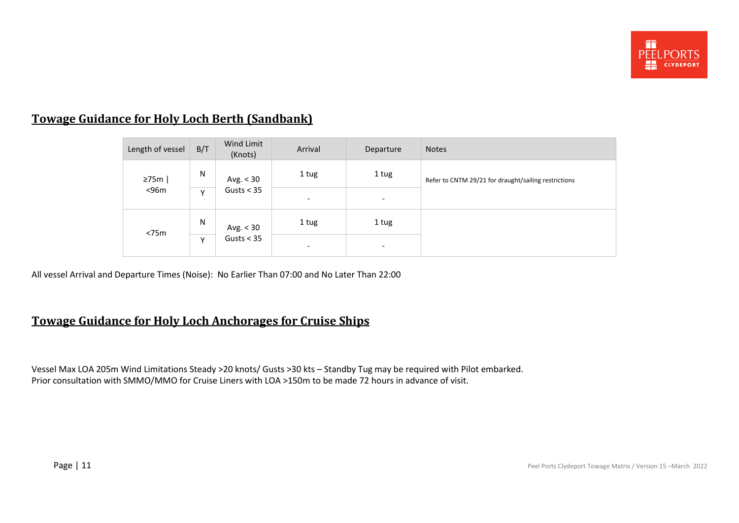## Towage Guidance for Holy Loch Berth (Sandbank)

| Length of vessel | B/T | Wind Limit (Knots) | Arrival | Departure | Notes |
|---|---|---|---|---|---|
| ≥75m \| <96m | N | Avg. < 30 Gusts < 35 | 1 tug | 1 tug | Refer to CNTM 29/21 for draught/sailing restrictions |
| | Y | | - | - | |
| <75m | N | Avg. < 30 Gusts < 35 | 1 tug | 1 tug | |
| | Y | | - | - | |

All vessel Arrival and Departure Times (Noise): No Earlier Than 07:00 and No Later Than 22:00

## Towage Guidance for Holy Loch Anchorages for Cruise Ships

Vessel Max LOA 205m Wind Limitations Steady >20 knots/ Gusts >30 kts – Standby Tug may be required with Pilot embarked.
Prior consultation with SMMO/MMO for Cruise Liners with LOA >150m to be made 72 hours in advance of visit.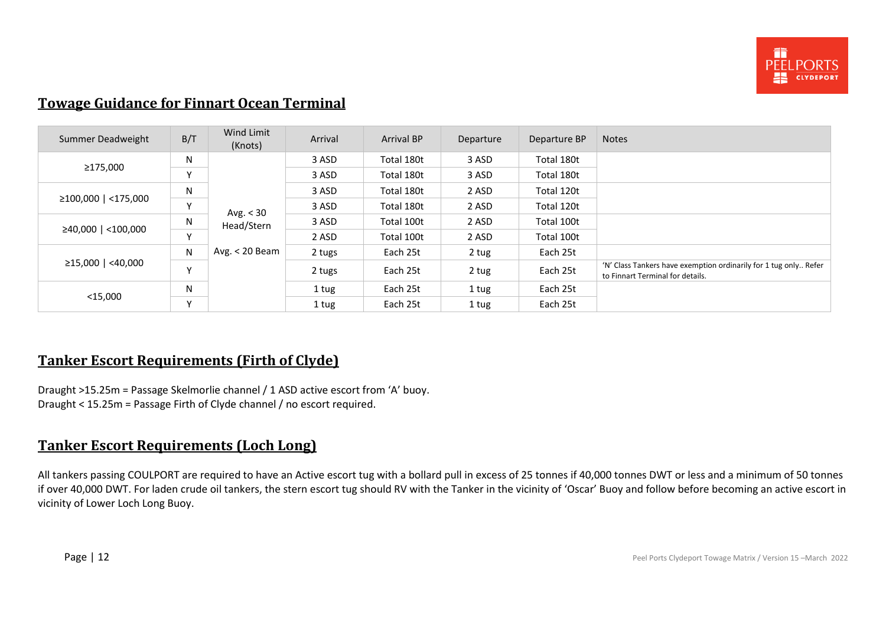## Towage Guidance for Finnart Ocean Terminal

| Summer Deadweight | B/T | Wind Limit (Knots) | Arrival | Arrival BP | Departure | Departure BP | Notes |
|---|---|---|---|---|---|---|---|
| ≥175,000 | N | Avg. < 30 Head/Stern<br>Avg. < 20 Beam | 3 ASD | Total 180t | 3 ASD | Total 180t | |
| | Y | | 3 ASD | Total 180t | 3 ASD | Total 180t | |
| ≥100,000 \| <175,000 | N | | 3 ASD | Total 180t | 2 ASD | Total 120t | |
| | Y | | 3 ASD | Total 180t | 2 ASD | Total 120t | |
| ≥40,000 \| <100,000 | N | | 3 ASD | Total 100t | 2 ASD | Total 100t | |
| | Y | | 2 ASD | Total 100t | 2 ASD | Total 100t | |
| ≥15,000 \| <40,000 | N | | 2 tugs | Each 25t | 2 tug | Each 25t | |
| | Y | | 2 tugs | Each 25t | 2 tug | Each 25t | 'N' Class Tankers have exemption ordinarily for 1 tug only.. Refer to Finnart Terminal for details. |
| <15,000 | N | | 1 tug | Each 25t | 1 tug | Each 25t | |
| | Y | | 1 tug | Each 25t | 1 tug | Each 25t | |

## Tanker Escort Requirements (Firth of Clyde)

Draught >15.25m = Passage Skelmorlie channel / 1 ASD active escort from 'A' buoy.
Draught < 15.25m = Passage Firth of Clyde channel / no escort required.

## Tanker Escort Requirements (Loch Long)

All tankers passing COULPORT are required to have an Active escort tug with a bollard pull in excess of 25 tonnes if 40,000 tonnes DWT or less and a minimum of 50 tonnes if over 40,000 DWT. For laden crude oil tankers, the stern escort tug should RV with the Tanker in the vicinity of 'Oscar' Buoy and follow before becoming an active escort in vicinity of Lower Loch Long Buoy.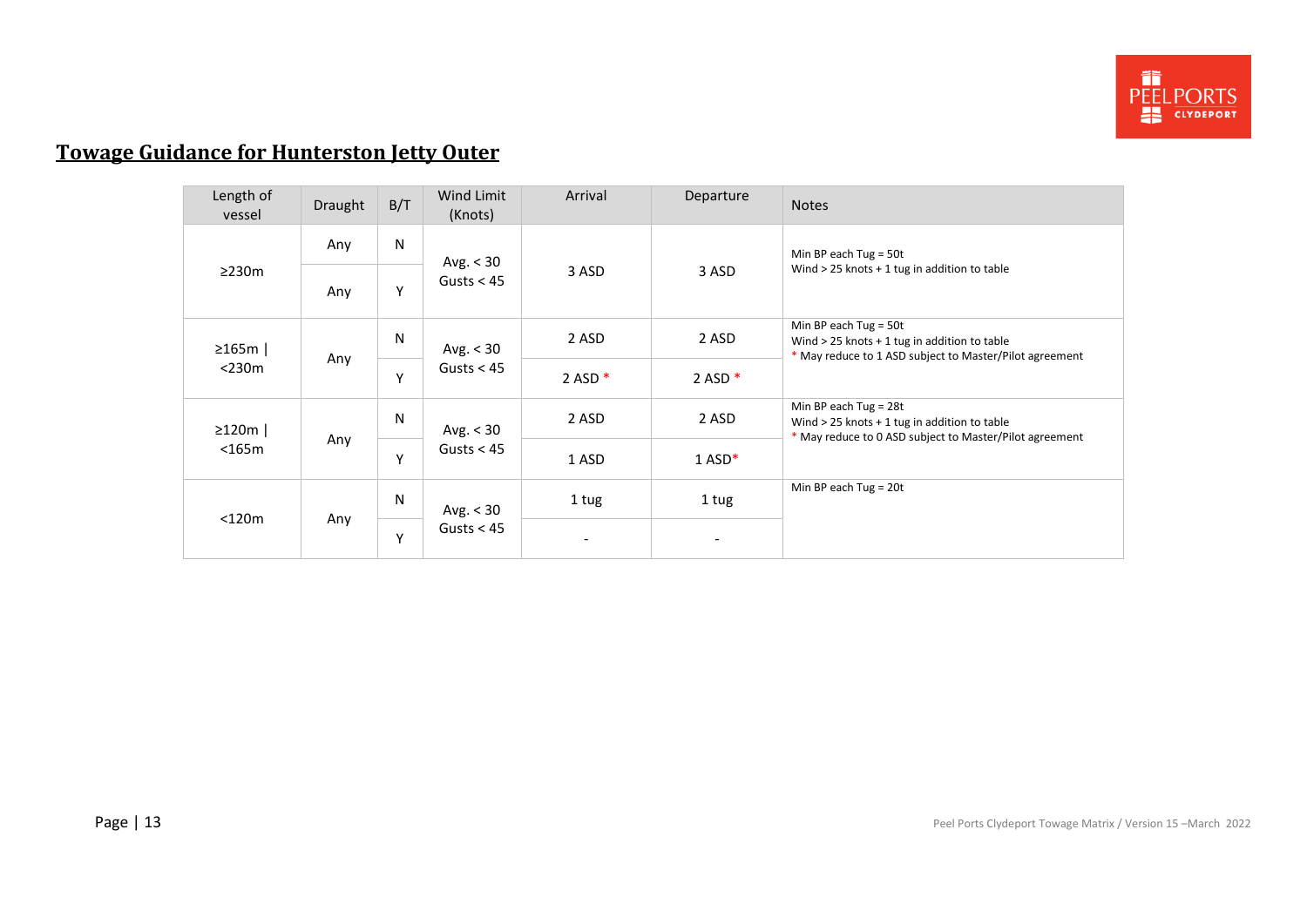## Towage Guidance for Hunterston Jetty Outer

| Length of vessel | Draught | B/T | Wind Limit (Knots) | Arrival | Departure | Notes |
|---|---|---|---|---|---|---|
| ≥230m | Any | N | Avg. < 30 Gusts < 45 | 3 ASD | 3 ASD | Min BP each Tug = 50t Wind > 25 knots + 1 tug in addition to table |
| | Any | Y | | | | |
| ≥165m \| <230m | Any | N | Avg. < 30 Gusts < 45 | 2 ASD | 2 ASD | Min BP each Tug = 50t Wind > 25 knots + 1 tug in addition to table * May reduce to 1 ASD subject to Master/Pilot agreement |
| | | Y | | 2 ASD * | 2 ASD * | |
| ≥120m \| <165m | Any | N | Avg. < 30 Gusts < 45 | 2 ASD | 2 ASD | Min BP each Tug = 28t Wind > 25 knots + 1 tug in addition to table * May reduce to 0 ASD subject to Master/Pilot agreement |
| | | Y | | 1 ASD | 1 ASD* | |
| <120m | Any | N | Avg. < 30 Gusts < 45 | 1 tug | 1 tug | Min BP each Tug = 20t |
| | | Y | | - | - | |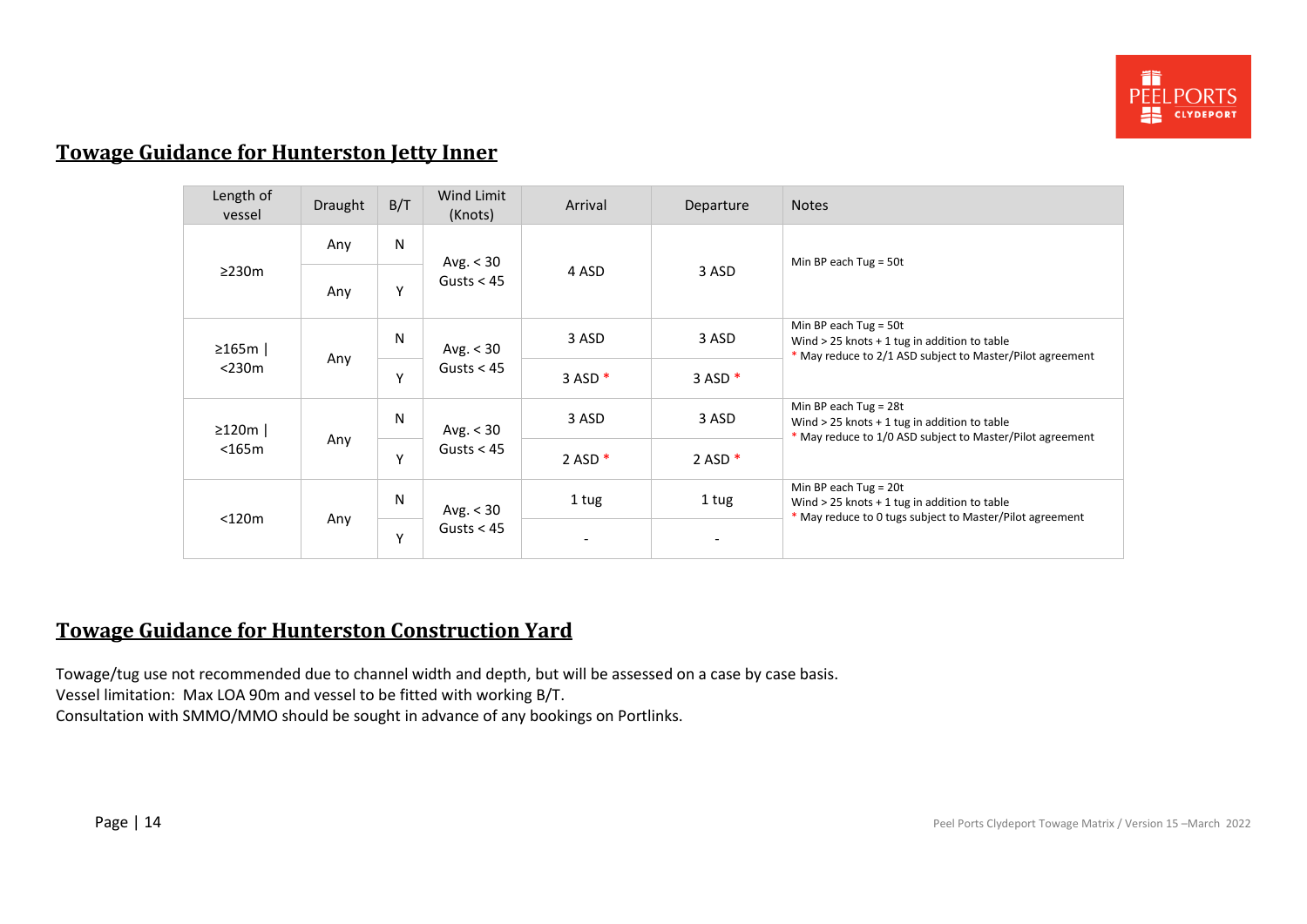## Towage Guidance for Hunterston Jetty Inner

| Length of vessel | Draught | B/T | Wind Limit (Knots) | Arrival | Departure | Notes |
|---|---|---|---|---|---|---|
| ≥230m | Any | N | Avg. < 30 Gusts < 45 | 4 ASD | 3 ASD | Min BP each Tug = 50t |
| | Any | Y | | | | |
| ≥165m \| <230m | Any | N | Avg. < 30 Gusts < 45 | 3 ASD | 3 ASD | Min BP each Tug = 50t<br>Wind > 25 knots + 1 tug in addition to table<br>* May reduce to 2/1 ASD subject to Master/Pilot agreement |
| | | Y | | 3 ASD * | 3 ASD * | |
| ≥120m \| <165m | Any | N | Avg. < 30 Gusts < 45 | 3 ASD | 3 ASD | Min BP each Tug = 28t<br>Wind > 25 knots + 1 tug in addition to table<br>* May reduce to 1/0 ASD subject to Master/Pilot agreement |
| | | Y | | 2 ASD * | 2 ASD * | |
| <120m | Any | N | Avg. < 30 Gusts < 45 | 1 tug | 1 tug | Min BP each Tug = 20t<br>Wind > 25 knots + 1 tug in addition to table<br>* May reduce to 0 tugs subject to Master/Pilot agreement |
| | | Y | | - | - | |

## Towage Guidance for Hunterston Construction Yard

Towage/tug use not recommended due to channel width and depth, but will be assessed on a case by case basis.
Vessel limitation: Max LOA 90m and vessel to be fitted with working B/T.
Consultation with SMMO/MMO should be sought in advance of any bookings on Portlinks.